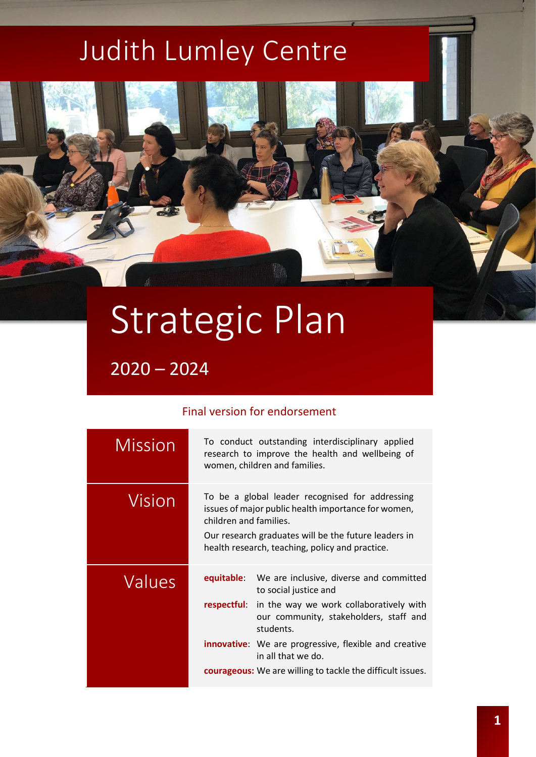# Judith Lumley Centre

# Strategic Plan

## 2020 – 2024

Final version for endorsement

| | |
|---|---|
| Mission | To conduct outstanding interdisciplinary applied research to improve the health and wellbeing of women, children and families. |
| Vision | To be a global leader recognised for addressing issues of major public health importance for women, children and families.<br>Our research graduates will be the future leaders in health research, teaching, policy and practice. |
| Values | **equitable**: We are inclusive, diverse and committed to social justice and<br>**respectful**: in the way we work collaboratively with our community, stakeholders, staff and students.<br>**innovative**: We are progressive, flexible and creative in all that we do.<br>**courageous:** We are willing to tackle the difficult issues. |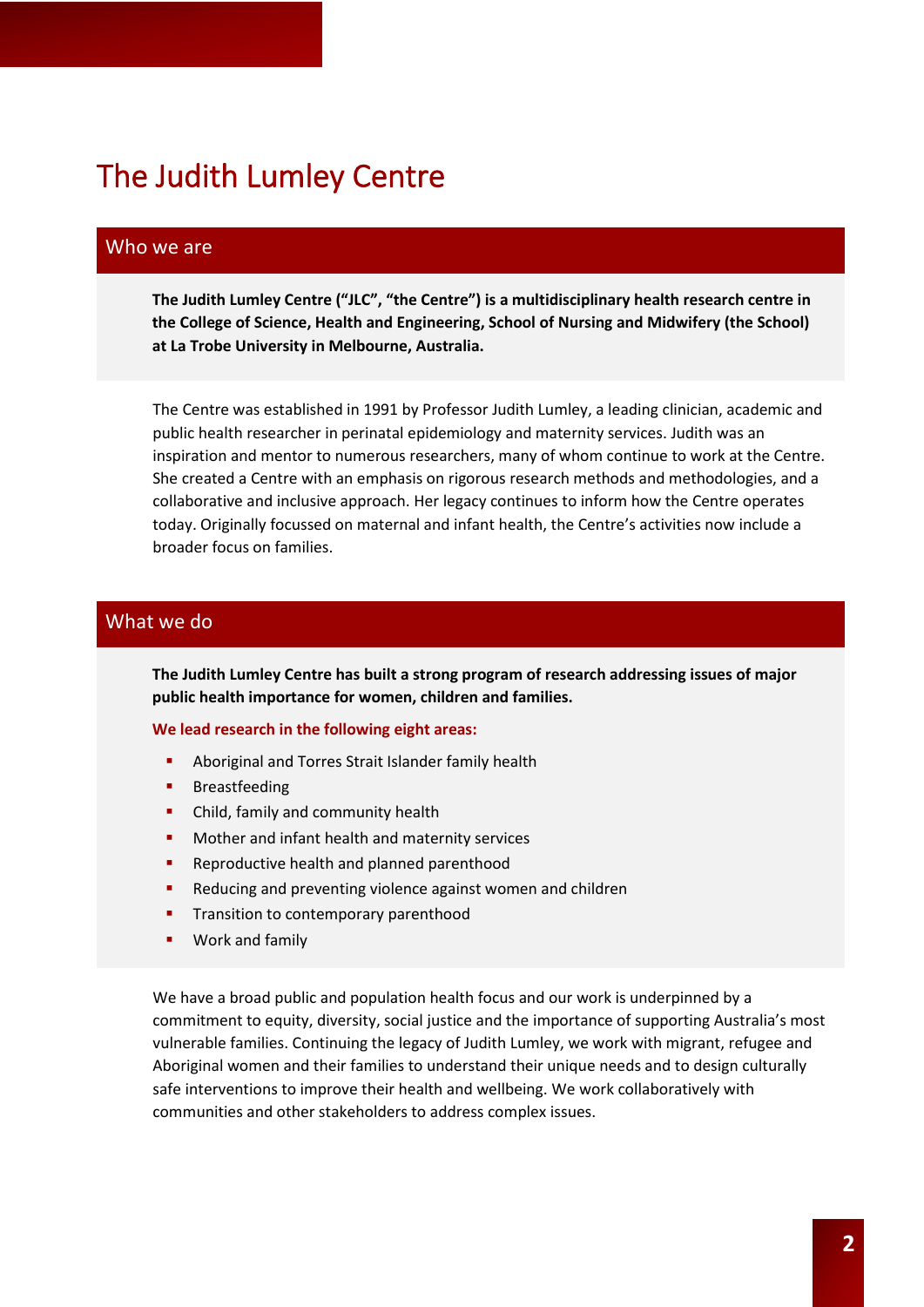# The Judith Lumley Centre

## Who we are

**The Judith Lumley Centre ("JLC", "the Centre") is a multidisciplinary health research centre in the College of Science, Health and Engineering, School of Nursing and Midwifery (the School) at La Trobe University in Melbourne, Australia.**

The Centre was established in 1991 by Professor Judith Lumley, a leading clinician, academic and public health researcher in perinatal epidemiology and maternity services. Judith was an inspiration and mentor to numerous researchers, many of whom continue to work at the Centre. She created a Centre with an emphasis on rigorous research methods and methodologies, and a collaborative and inclusive approach. Her legacy continues to inform how the Centre operates today. Originally focussed on maternal and infant health, the Centre's activities now include a broader focus on families.

## What we do

**The Judith Lumley Centre has built a strong program of research addressing issues of major public health importance for women, children and families.**

**We lead research in the following eight areas:**

- Aboriginal and Torres Strait Islander family health
- Breastfeeding
- Child, family and community health
- Mother and infant health and maternity services
- Reproductive health and planned parenthood
- Reducing and preventing violence against women and children
- Transition to contemporary parenthood
- Work and family

We have a broad public and population health focus and our work is underpinned by a commitment to equity, diversity, social justice and the importance of supporting Australia's most vulnerable families. Continuing the legacy of Judith Lumley, we work with migrant, refugee and Aboriginal women and their families to understand their unique needs and to design culturally safe interventions to improve their health and wellbeing. We work collaboratively with communities and other stakeholders to address complex issues.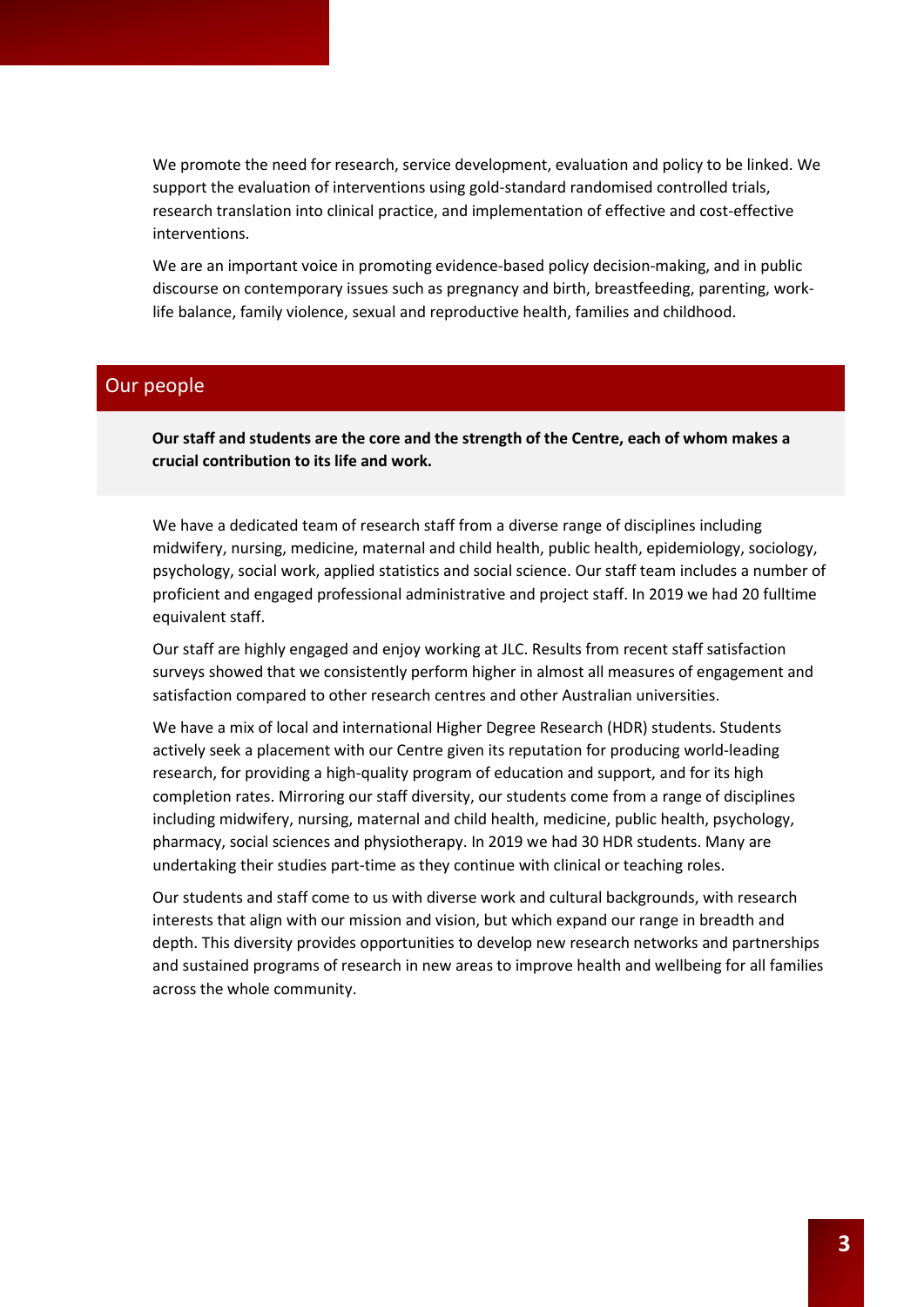We promote the need for research, service development, evaluation and policy to be linked. We support the evaluation of interventions using gold-standard randomised controlled trials, research translation into clinical practice, and implementation of effective and cost-effective interventions.

We are an important voice in promoting evidence-based policy decision-making, and in public discourse on contemporary issues such as pregnancy and birth, breastfeeding, parenting, work-life balance, family violence, sexual and reproductive health, families and childhood.

## Our people

**Our staff and students are the core and the strength of the Centre, each of whom makes a crucial contribution to its life and work.**

We have a dedicated team of research staff from a diverse range of disciplines including midwifery, nursing, medicine, maternal and child health, public health, epidemiology, sociology, psychology, social work, applied statistics and social science. Our staff team includes a number of proficient and engaged professional administrative and project staff. In 2019 we had 20 fulltime equivalent staff.

Our staff are highly engaged and enjoy working at JLC. Results from recent staff satisfaction surveys showed that we consistently perform higher in almost all measures of engagement and satisfaction compared to other research centres and other Australian universities.

We have a mix of local and international Higher Degree Research (HDR) students. Students actively seek a placement with our Centre given its reputation for producing world-leading research, for providing a high-quality program of education and support, and for its high completion rates. Mirroring our staff diversity, our students come from a range of disciplines including midwifery, nursing, maternal and child health, medicine, public health, psychology, pharmacy, social sciences and physiotherapy. In 2019 we had 30 HDR students. Many are undertaking their studies part-time as they continue with clinical or teaching roles.

Our students and staff come to us with diverse work and cultural backgrounds, with research interests that align with our mission and vision, but which expand our range in breadth and depth. This diversity provides opportunities to develop new research networks and partnerships and sustained programs of research in new areas to improve health and wellbeing for all families across the whole community.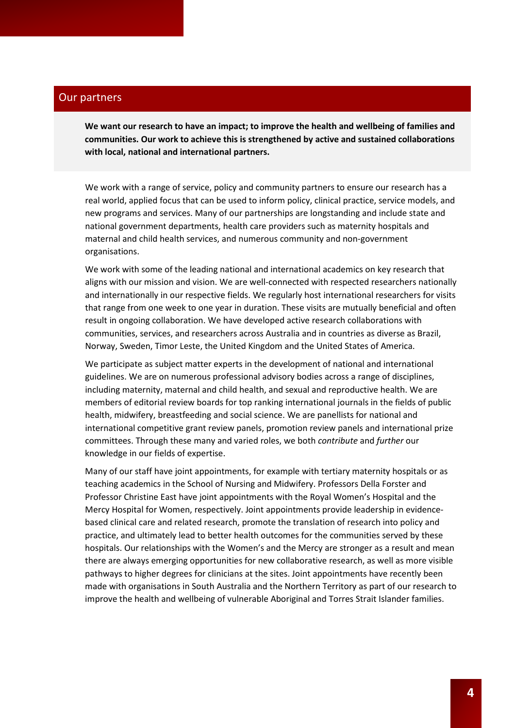## Our partners

**We want our research to have an impact; to improve the health and wellbeing of families and communities. Our work to achieve this is strengthened by active and sustained collaborations with local, national and international partners.**

We work with a range of service, policy and community partners to ensure our research has a real world, applied focus that can be used to inform policy, clinical practice, service models, and new programs and services. Many of our partnerships are longstanding and include state and national government departments, health care providers such as maternity hospitals and maternal and child health services, and numerous community and non-government organisations.

We work with some of the leading national and international academics on key research that aligns with our mission and vision. We are well-connected with respected researchers nationally and internationally in our respective fields. We regularly host international researchers for visits that range from one week to one year in duration. These visits are mutually beneficial and often result in ongoing collaboration. We have developed active research collaborations with communities, services, and researchers across Australia and in countries as diverse as Brazil, Norway, Sweden, Timor Leste, the United Kingdom and the United States of America.

We participate as subject matter experts in the development of national and international guidelines. We are on numerous professional advisory bodies across a range of disciplines, including maternity, maternal and child health, and sexual and reproductive health. We are members of editorial review boards for top ranking international journals in the fields of public health, midwifery, breastfeeding and social science. We are panellists for national and international competitive grant review panels, promotion review panels and international prize committees. Through these many and varied roles, we both *contribute* and *further* our knowledge in our fields of expertise.

Many of our staff have joint appointments, for example with tertiary maternity hospitals or as teaching academics in the School of Nursing and Midwifery. Professors Della Forster and Professor Christine East have joint appointments with the Royal Women's Hospital and the Mercy Hospital for Women, respectively. Joint appointments provide leadership in evidence-based clinical care and related research, promote the translation of research into policy and practice, and ultimately lead to better health outcomes for the communities served by these hospitals. Our relationships with the Women's and the Mercy are stronger as a result and mean there are always emerging opportunities for new collaborative research, as well as more visible pathways to higher degrees for clinicians at the sites. Joint appointments have recently been made with organisations in South Australia and the Northern Territory as part of our research to improve the health and wellbeing of vulnerable Aboriginal and Torres Strait Islander families.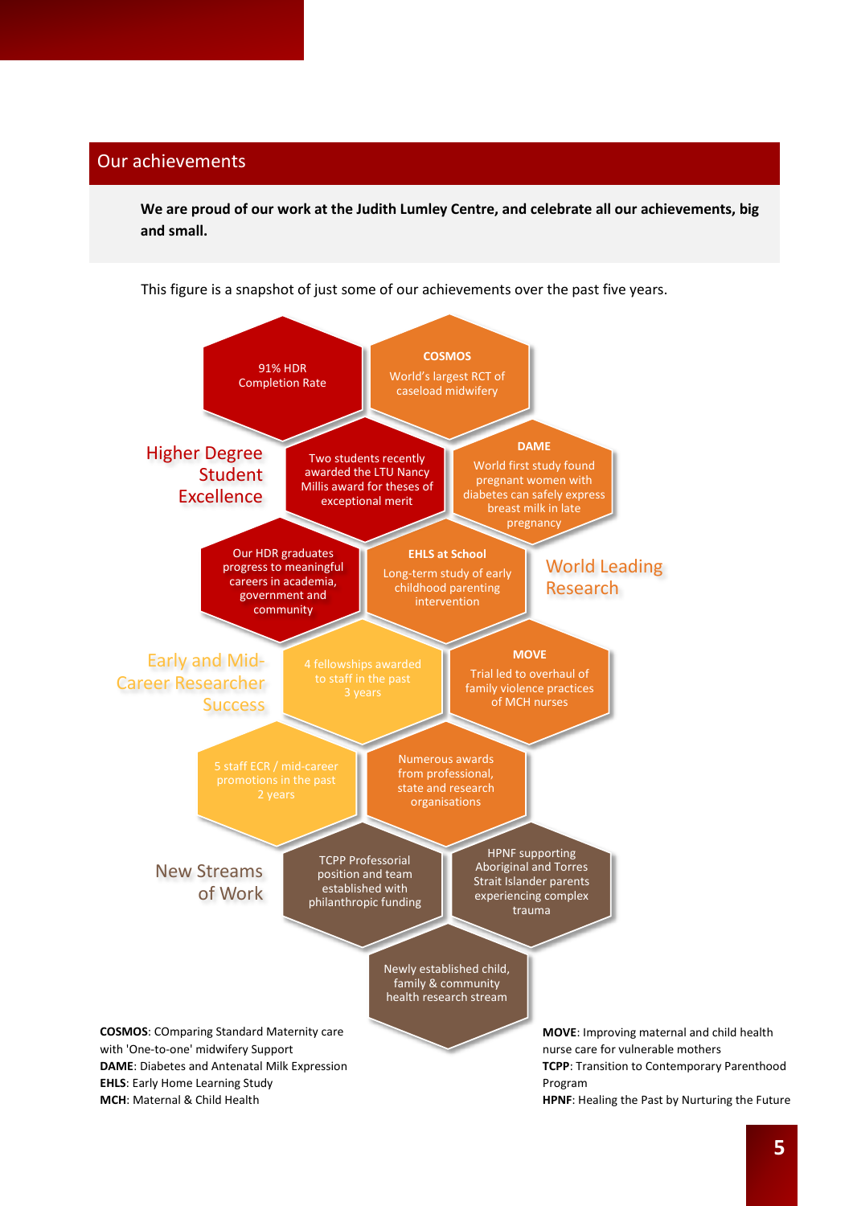## Our achievements

**We are proud of our work at the Judith Lumley Centre, and celebrate all our achievements, big and small.**

This figure is a snapshot of just some of our achievements over the past five years.

### Higher Degree Student Excellence

- 91% HDR Completion Rate
- Two students recently awarded the LTU Nancy Millis award for theses of exceptional merit
- Our HDR graduates progress to meaningful careers in academia, government and community

### World Leading Research

- **COSMOS** World's largest RCT of caseload midwifery
- **DAME** World first study found pregnant women with diabetes can safely express breast milk in late pregnancy
- **EHLS at School** Long-term study of early childhood parenting intervention
- **MOVE** Trial led to overhaul of family violence practices of MCH nurses
- Numerous awards from professional, state and research organisations

### Early and Mid-Career Researcher Success

- 4 fellowships awarded to staff in the past 3 years
- 5 staff ECR / mid-career promotions in the past 2 years

### New Streams of Work

- TCPP Professorial position and team established with philanthropic funding
- HPNF supporting Aboriginal and Torres Strait Islander parents experiencing complex trauma
- Newly established child, family & community health research stream

**COSMOS**: COmparing Standard Maternity care with 'One-to-one' midwifery Support
**DAME**: Diabetes and Antenatal Milk Expression
**EHLS**: Early Home Learning Study
**MCH**: Maternal & Child Health
**MOVE**: Improving maternal and child health nurse care for vulnerable mothers
**TCPP**: Transition to Contemporary Parenthood Program
**HPNF**: Healing the Past by Nurturing the Future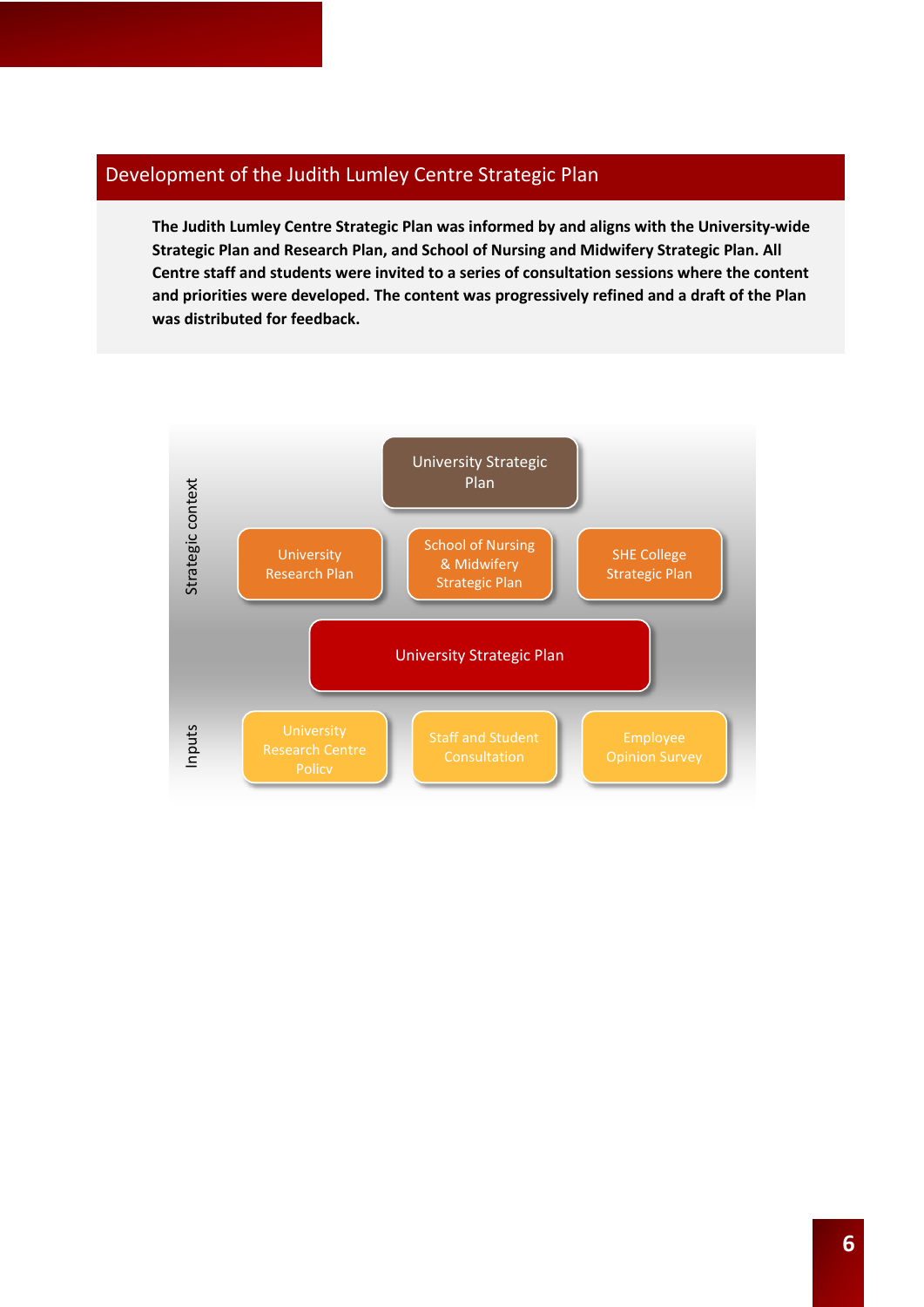## Development of the Judith Lumley Centre Strategic Plan

**The Judith Lumley Centre Strategic Plan was informed by and aligns with the University-wide Strategic Plan and Research Plan, and School of Nursing and Midwifery Strategic Plan. All Centre staff and students were invited to a series of consultation sessions where the content and priorities were developed. The content was progressively refined and a draft of the Plan was distributed for feedback.**

Strategic context

- University Strategic Plan
- University Research Plan
- School of Nursing & Midwifery Strategic Plan
- SHE College Strategic Plan

University Strategic Plan

Inputs

- University Research Centre Policy
- Staff and Student Consultation
- Employee Opinion Survey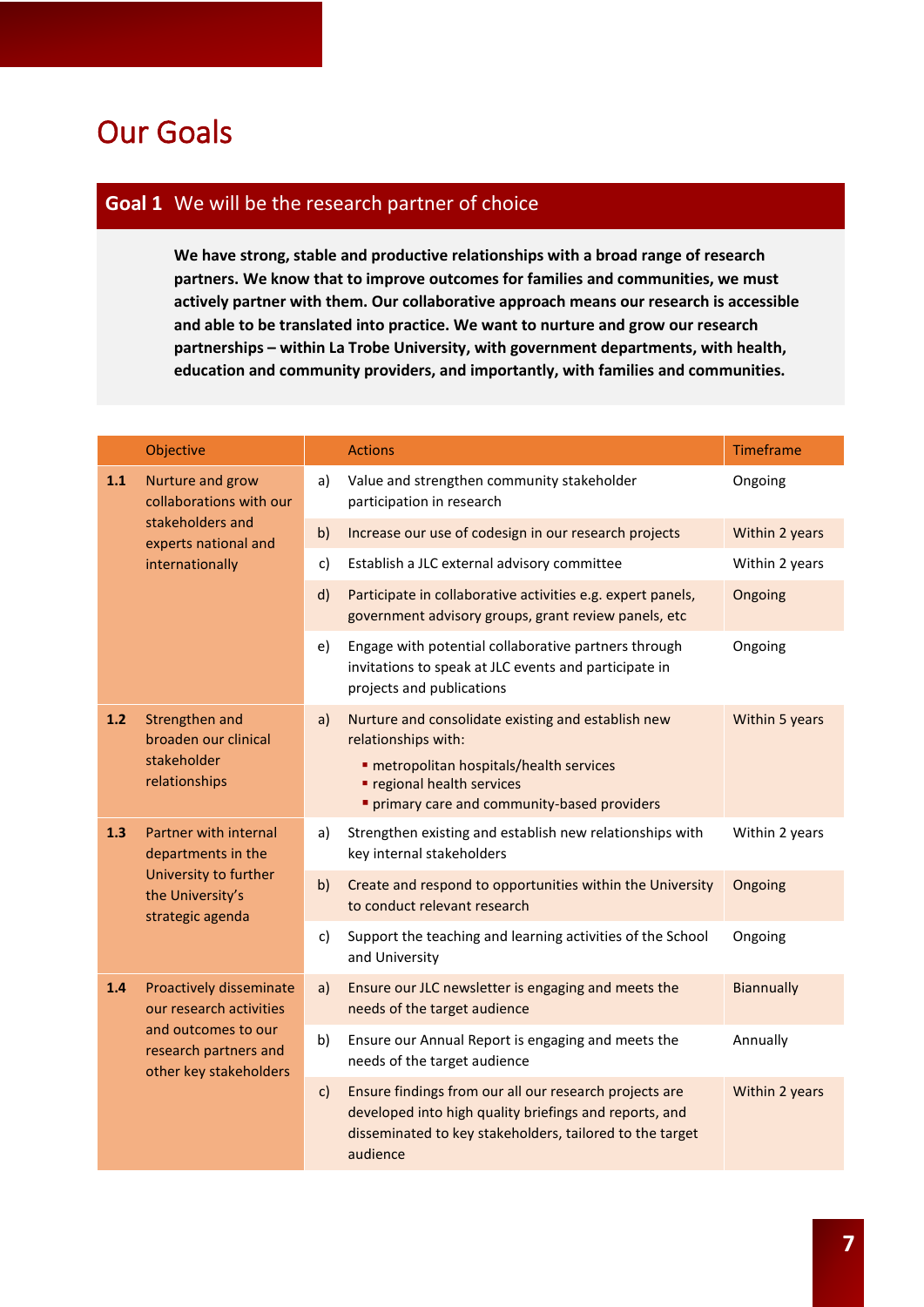# Our Goals

## Goal 1 We will be the research partner of choice

**We have strong, stable and productive relationships with a broad range of research partners. We know that to improve outcomes for families and communities, we must actively partner with them. Our collaborative approach means our research is accessible and able to be translated into practice. We want to nurture and grow our research partnerships – within La Trobe University, with government departments, with health, education and community providers, and importantly, with families and communities.**

| | Objective | | Actions | Timeframe |
|---|---|---|---|---|
| **1.1** | Nurture and grow collaborations with our stakeholders and experts national and internationally | a) | Value and strengthen community stakeholder participation in research | Ongoing |
| | | b) | Increase our use of codesign in our research projects | Within 2 years |
| | | c) | Establish a JLC external advisory committee | Within 2 years |
| | | d) | Participate in collaborative activities e.g. expert panels, government advisory groups, grant review panels, etc | Ongoing |
| | | e) | Engage with potential collaborative partners through invitations to speak at JLC events and participate in projects and publications | Ongoing |
| **1.2** | Strengthen and broaden our clinical stakeholder relationships | a) | Nurture and consolidate existing and establish new relationships with: <br>▪ metropolitan hospitals/health services <br>▪ regional health services <br>▪ primary care and community-based providers | Within 5 years |
| **1.3** | Partner with internal departments in the University to further the University's strategic agenda | a) | Strengthen existing and establish new relationships with key internal stakeholders | Within 2 years |
| | | b) | Create and respond to opportunities within the University to conduct relevant research | Ongoing |
| | | c) | Support the teaching and learning activities of the School and University | Ongoing |
| **1.4** | Proactively disseminate our research activities and outcomes to our research partners and other key stakeholders | a) | Ensure our JLC newsletter is engaging and meets the needs of the target audience | Biannually |
| | | b) | Ensure our Annual Report is engaging and meets the needs of the target audience | Annually |
| | | c) | Ensure findings from our all our research projects are developed into high quality briefings and reports, and disseminated to key stakeholders, tailored to the target audience | Within 2 years |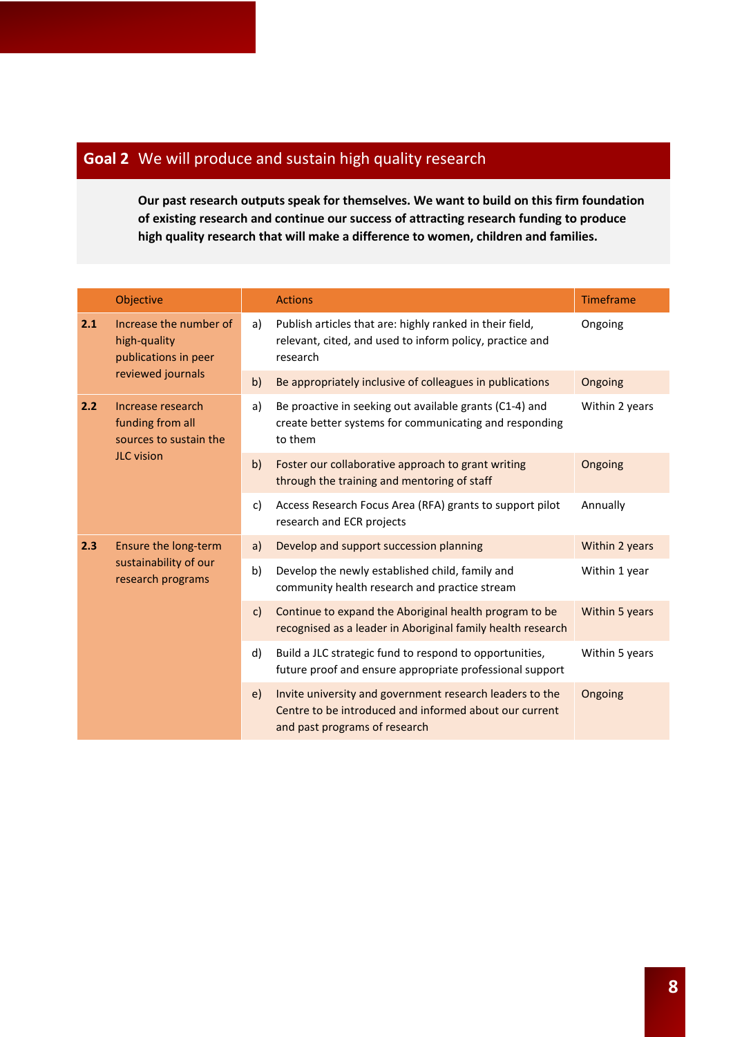## Goal 2 We will produce and sustain high quality research

**Our past research outputs speak for themselves. We want to build on this firm foundation of existing research and continue our success of attracting research funding to produce high quality research that will make a difference to women, children and families.**

| | Objective | | Actions | Timeframe |
|---|---|---|---|---|
| **2.1** | Increase the number of high-quality publications in peer reviewed journals | a) | Publish articles that are: highly ranked in their field, relevant, cited, and used to inform policy, practice and research | Ongoing |
| | | b) | Be appropriately inclusive of colleagues in publications | Ongoing |
| **2.2** | Increase research funding from all sources to sustain the JLC vision | a) | Be proactive in seeking out available grants (C1-4) and create better systems for communicating and responding to them | Within 2 years |
| | | b) | Foster our collaborative approach to grant writing through the training and mentoring of staff | Ongoing |
| | | c) | Access Research Focus Area (RFA) grants to support pilot research and ECR projects | Annually |
| **2.3** | Ensure the long-term sustainability of our research programs | a) | Develop and support succession planning | Within 2 years |
| | | b) | Develop the newly established child, family and community health research and practice stream | Within 1 year |
| | | c) | Continue to expand the Aboriginal health program to be recognised as a leader in Aboriginal family health research | Within 5 years |
| | | d) | Build a JLC strategic fund to respond to opportunities, future proof and ensure appropriate professional support | Within 5 years |
| | | e) | Invite university and government research leaders to the Centre to be introduced and informed about our current and past programs of research | Ongoing |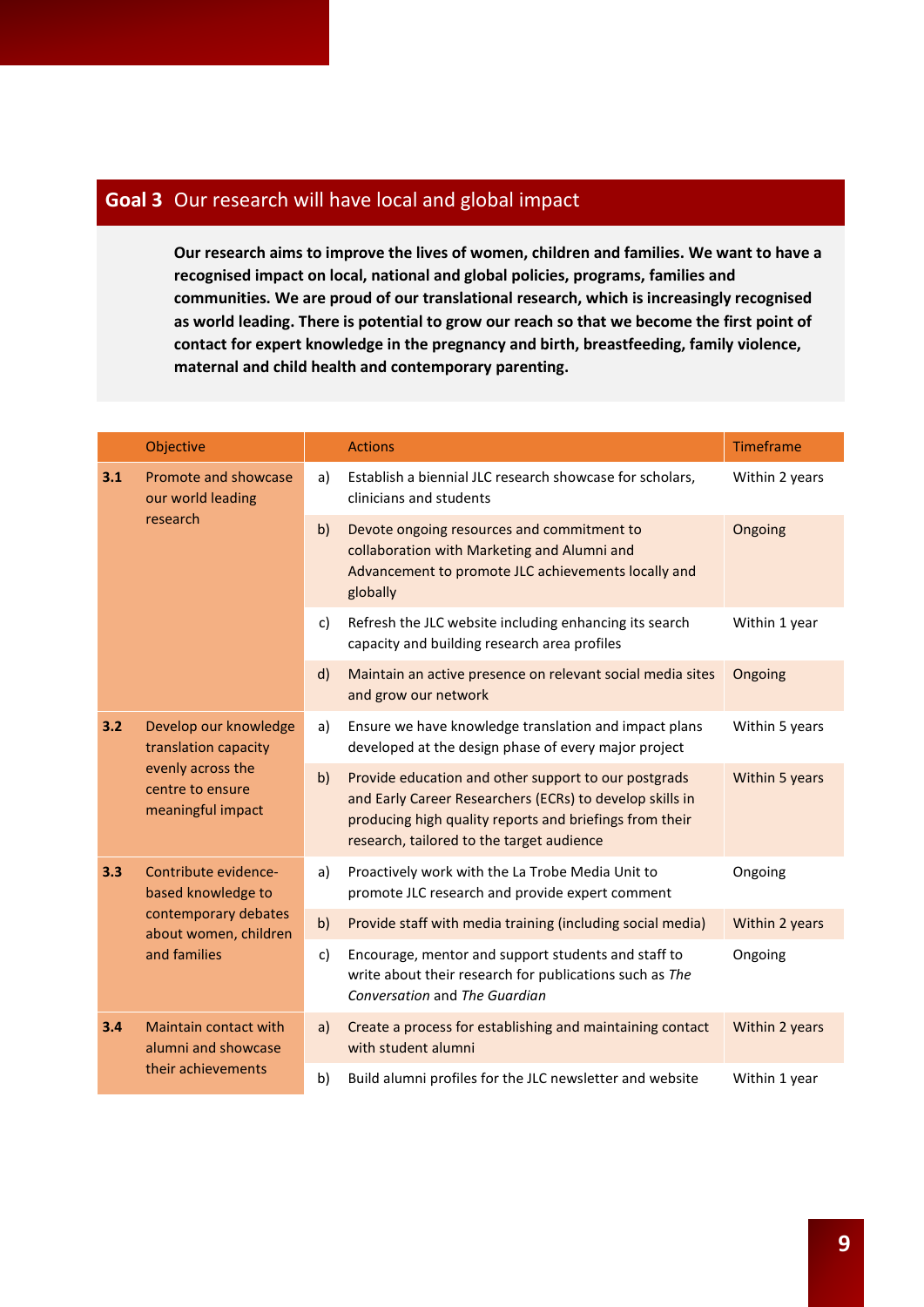## **Goal 3** Our research will have local and global impact

**Our research aims to improve the lives of women, children and families. We want to have a recognised impact on local, national and global policies, programs, families and communities. We are proud of our translational research, which is increasingly recognised as world leading. There is potential to grow our reach so that we become the first point of contact for expert knowledge in the pregnancy and birth, breastfeeding, family violence, maternal and child health and contemporary parenting.**

| | Objective | | Actions | Timeframe |
|---|---|---|---|---|
| **3.1** | Promote and showcase our world leading research | a) | Establish a biennial JLC research showcase for scholars, clinicians and students | Within 2 years |
| | | b) | Devote ongoing resources and commitment to collaboration with Marketing and Alumni and Advancement to promote JLC achievements locally and globally | Ongoing |
| | | c) | Refresh the JLC website including enhancing its search capacity and building research area profiles | Within 1 year |
| | | d) | Maintain an active presence on relevant social media sites and grow our network | Ongoing |
| **3.2** | Develop our knowledge translation capacity evenly across the centre to ensure meaningful impact | a) | Ensure we have knowledge translation and impact plans developed at the design phase of every major project | Within 5 years |
| | | b) | Provide education and other support to our postgrads and Early Career Researchers (ECRs) to develop skills in producing high quality reports and briefings from their research, tailored to the target audience | Within 5 years |
| **3.3** | Contribute evidence-based knowledge to contemporary debates about women, children and families | a) | Proactively work with the La Trobe Media Unit to promote JLC research and provide expert comment | Ongoing |
| | | b) | Provide staff with media training (including social media) | Within 2 years |
| | | c) | Encourage, mentor and support students and staff to write about their research for publications such as *The Conversation* and *The Guardian* | Ongoing |
| **3.4** | Maintain contact with alumni and showcase their achievements | a) | Create a process for establishing and maintaining contact with student alumni | Within 2 years |
| | | b) | Build alumni profiles for the JLC newsletter and website | Within 1 year |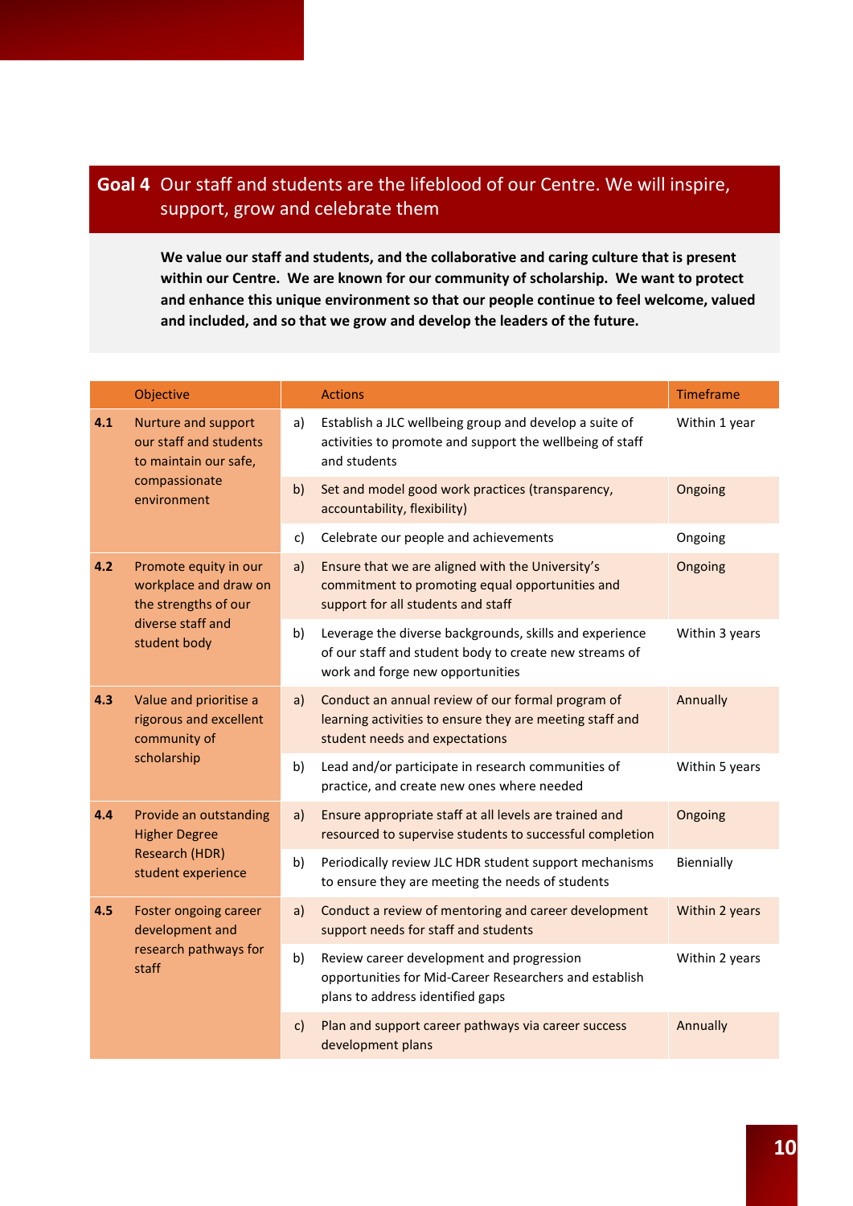## Goal 4 Our staff and students are the lifeblood of our Centre. We will inspire, support, grow and celebrate them

**We value our staff and students, and the collaborative and caring culture that is present within our Centre. We are known for our community of scholarship. We want to protect and enhance this unique environment so that our people continue to feel welcome, valued and included, and so that we grow and develop the leaders of the future.**

| | Objective | | Actions | Timeframe |
|---|---|---|---|---|
| 4.1 | Nurture and support our staff and students to maintain our safe, compassionate environment | a) | Establish a JLC wellbeing group and develop a suite of activities to promote and support the wellbeing of staff and students | Within 1 year |
| | | b) | Set and model good work practices (transparency, accountability, flexibility) | Ongoing |
| | | c) | Celebrate our people and achievements | Ongoing |
| 4.2 | Promote equity in our workplace and draw on the strengths of our diverse staff and student body | a) | Ensure that we are aligned with the University's commitment to promoting equal opportunities and support for all students and staff | Ongoing |
| | | b) | Leverage the diverse backgrounds, skills and experience of our staff and student body to create new streams of work and forge new opportunities | Within 3 years |
| 4.3 | Value and prioritise a rigorous and excellent community of scholarship | a) | Conduct an annual review of our formal program of learning activities to ensure they are meeting staff and student needs and expectations | Annually |
| | | b) | Lead and/or participate in research communities of practice, and create new ones where needed | Within 5 years |
| 4.4 | Provide an outstanding Higher Degree Research (HDR) student experience | a) | Ensure appropriate staff at all levels are trained and resourced to supervise students to successful completion | Ongoing |
| | | b) | Periodically review JLC HDR student support mechanisms to ensure they are meeting the needs of students | Biennially |
| 4.5 | Foster ongoing career development and research pathways for staff | a) | Conduct a review of mentoring and career development support needs for staff and students | Within 2 years |
| | | b) | Review career development and progression opportunities for Mid-Career Researchers and establish plans to address identified gaps | Within 2 years |
| | | c) | Plan and support career pathways via career success development plans | Annually |